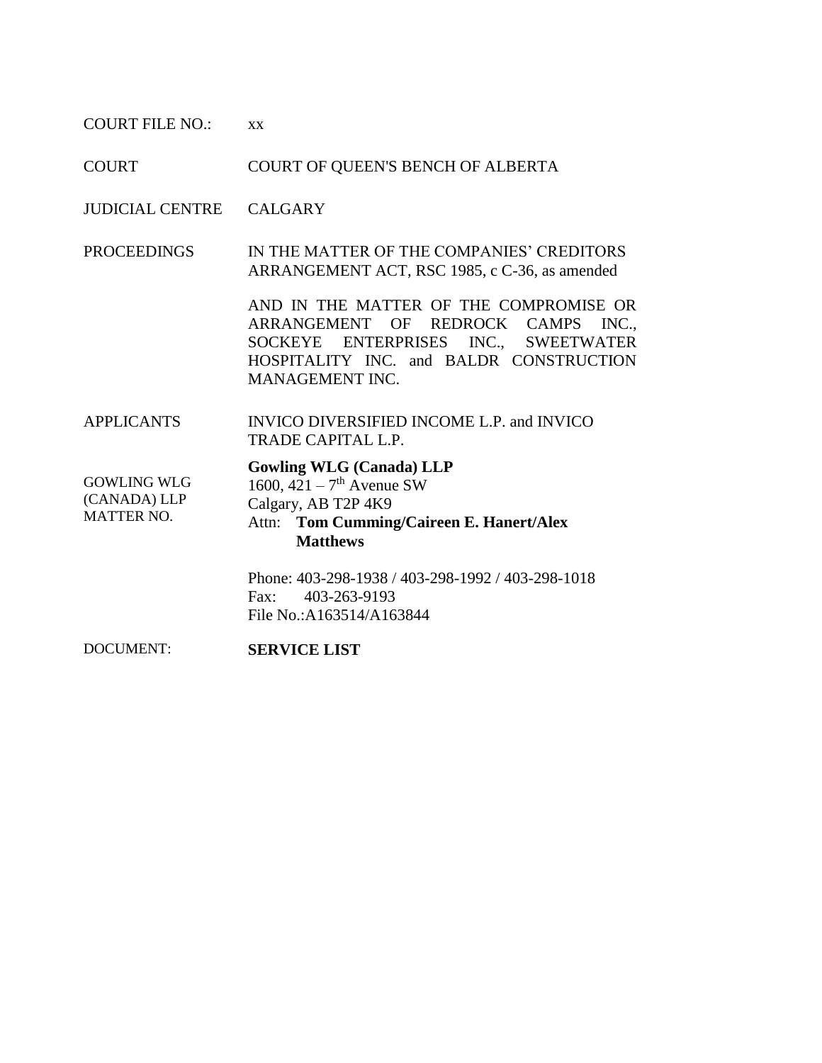| | |
|---|---|
| COURT FILE NO.: | xx |
| COURT | COURT OF QUEEN'S BENCH OF ALBERTA |
| JUDICIAL CENTRE | CALGARY |
| PROCEEDINGS | IN THE MATTER OF THE COMPANIES' CREDITORS ARRANGEMENT ACT, RSC 1985, c C-36, as amended<br><br>AND IN THE MATTER OF THE COMPROMISE OR ARRANGEMENT OF REDROCK CAMPS INC., SOCKEYE ENTERPRISES INC., SWEETWATER HOSPITALITY INC. and BALDR CONSTRUCTION MANAGEMENT INC. |
| APPLICANTS | INVICO DIVERSIFIED INCOME L.P. and INVICO TRADE CAPITAL L.P. |
| GOWLING WLG (CANADA) LLP MATTER NO. | **Gowling WLG (Canada) LLP**<br>1600, 421 – 7th Avenue SW<br>Calgary, AB T2P 4K9<br>Attn: **Tom Cumming/Caireen E. Hanert/Alex Matthews**<br><br>Phone: 403-298-1938 / 403-298-1992 / 403-298-1018<br>Fax: 403-263-9193<br>File No.:A163514/A163844 |
| DOCUMENT: | **SERVICE LIST** |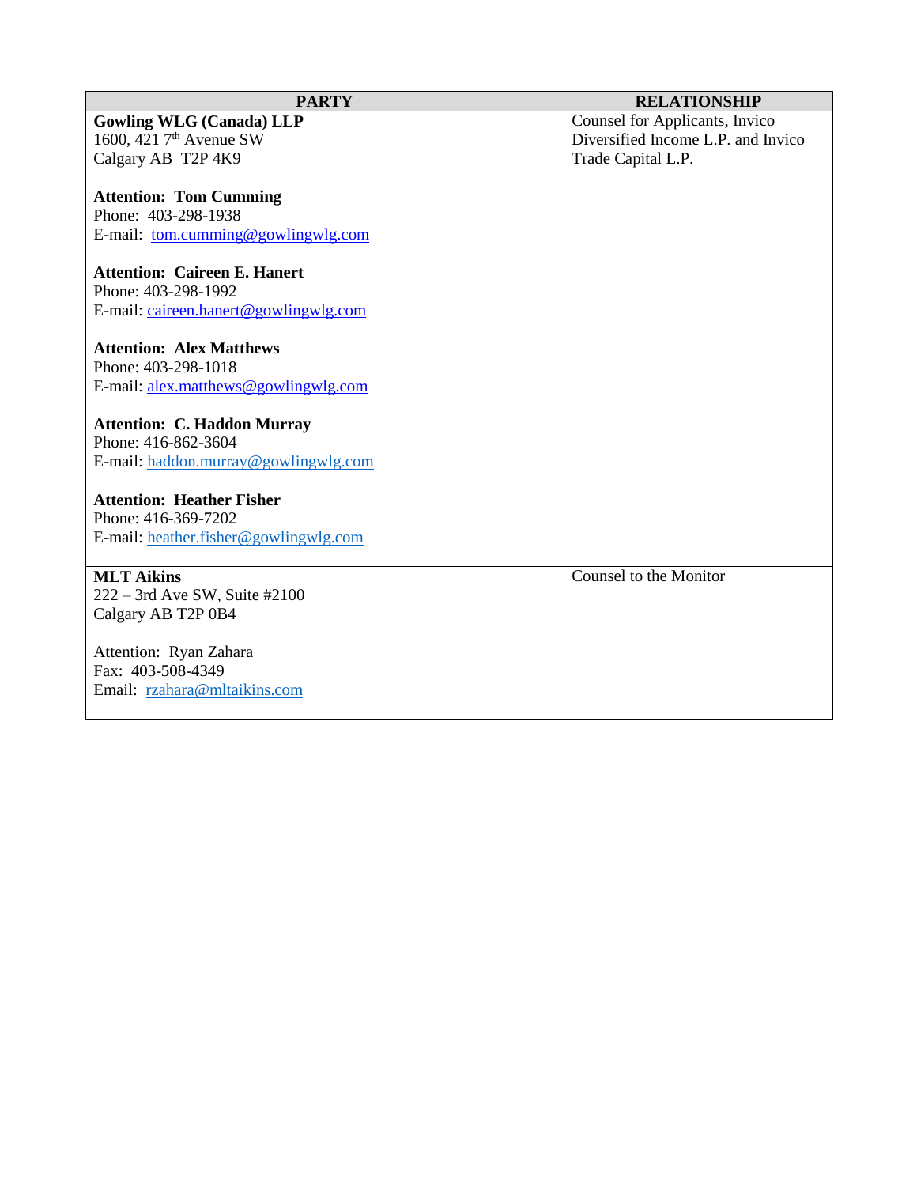| PARTY | RELATIONSHIP |
| --- | --- |
| **Gowling WLG (Canada) LLP**<br>1600, 421 7th Avenue SW<br>Calgary AB T2P 4K9<br><br>**Attention: Tom Cumming**<br>Phone: 403-298-1938<br>E-mail: tom.cumming@gowlingwlg.com<br><br>**Attention: Caireen E. Hanert**<br>Phone: 403-298-1992<br>E-mail: caireen.hanert@gowlingwlg.com<br><br>**Attention: Alex Matthews**<br>Phone: 403-298-1018<br>E-mail: alex.matthews@gowlingwlg.com<br><br>**Attention: C. Haddon Murray**<br>Phone: 416-862-3604<br>E-mail: haddon.murray@gowlingwlg.com<br><br>**Attention: Heather Fisher**<br>Phone: 416-369-7202<br>E-mail: heather.fisher@gowlingwlg.com | Counsel for Applicants, Invico Diversified Income L.P. and Invico Trade Capital L.P. |
| **MLT Aikins**<br>222 – 3rd Ave SW, Suite #2100<br>Calgary AB T2P 0B4<br><br>Attention: Ryan Zahara<br>Fax: 403-508-4349<br>Email: rzahara@mltaikins.com | Counsel to the Monitor |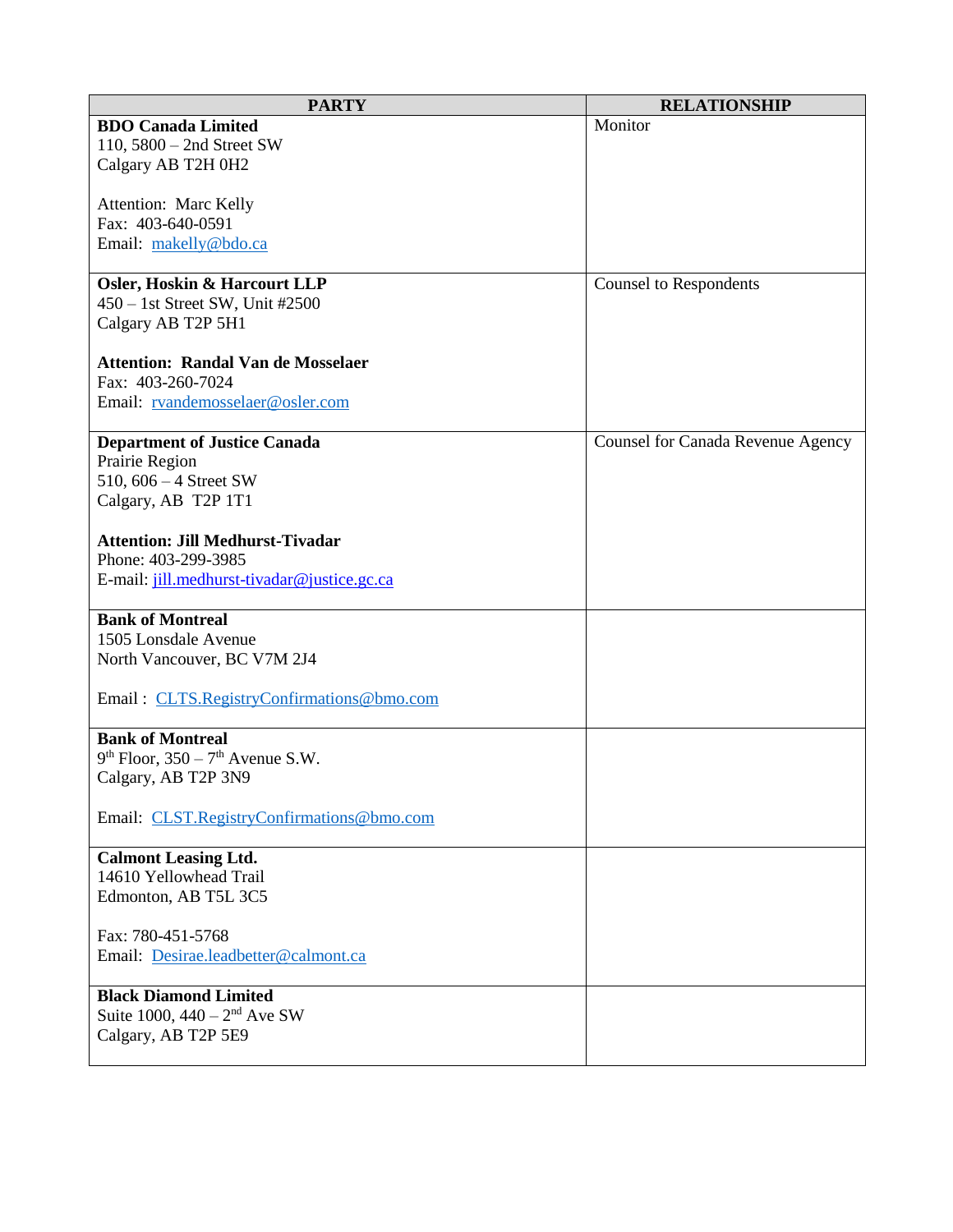| PARTY | RELATIONSHIP |
|---|---|
| **BDO Canada Limited**<br>110, 5800 – 2nd Street SW<br>Calgary AB T2H 0H2<br><br>Attention: Marc Kelly<br>Fax: 403-640-0591<br>Email: makelly@bdo.ca | Monitor |
| **Osler, Hoskin & Harcourt LLP**<br>450 – 1st Street SW, Unit #2500<br>Calgary AB T2P 5H1<br><br>**Attention: Randal Van de Mosselaer**<br>Fax: 403-260-7024<br>Email: rvandemosselaer@osler.com | Counsel to Respondents |
| **Department of Justice Canada**<br>Prairie Region<br>510, 606 – 4 Street SW<br>Calgary, AB T2P 1T1<br><br>**Attention: Jill Medhurst-Tivadar**<br>Phone: 403-299-3985<br>E-mail: jill.medhurst-tivadar@justice.gc.ca | Counsel for Canada Revenue Agency |
| **Bank of Montreal**<br>1505 Lonsdale Avenue<br>North Vancouver, BC V7M 2J4<br><br>Email : CLTS.RegistryConfirmations@bmo.com | |
| **Bank of Montreal**<br>9th Floor, 350 – 7th Avenue S.W.<br>Calgary, AB T2P 3N9<br><br>Email: CLST.RegistryConfirmations@bmo.com | |
| **Calmont Leasing Ltd.**<br>14610 Yellowhead Trail<br>Edmonton, AB T5L 3C5<br><br>Fax: 780-451-5768<br>Email: Desirae.leadbetter@calmont.ca | |
| **Black Diamond Limited**<br>Suite 1000, 440 – 2nd Ave SW<br>Calgary, AB T2P 5E9 | |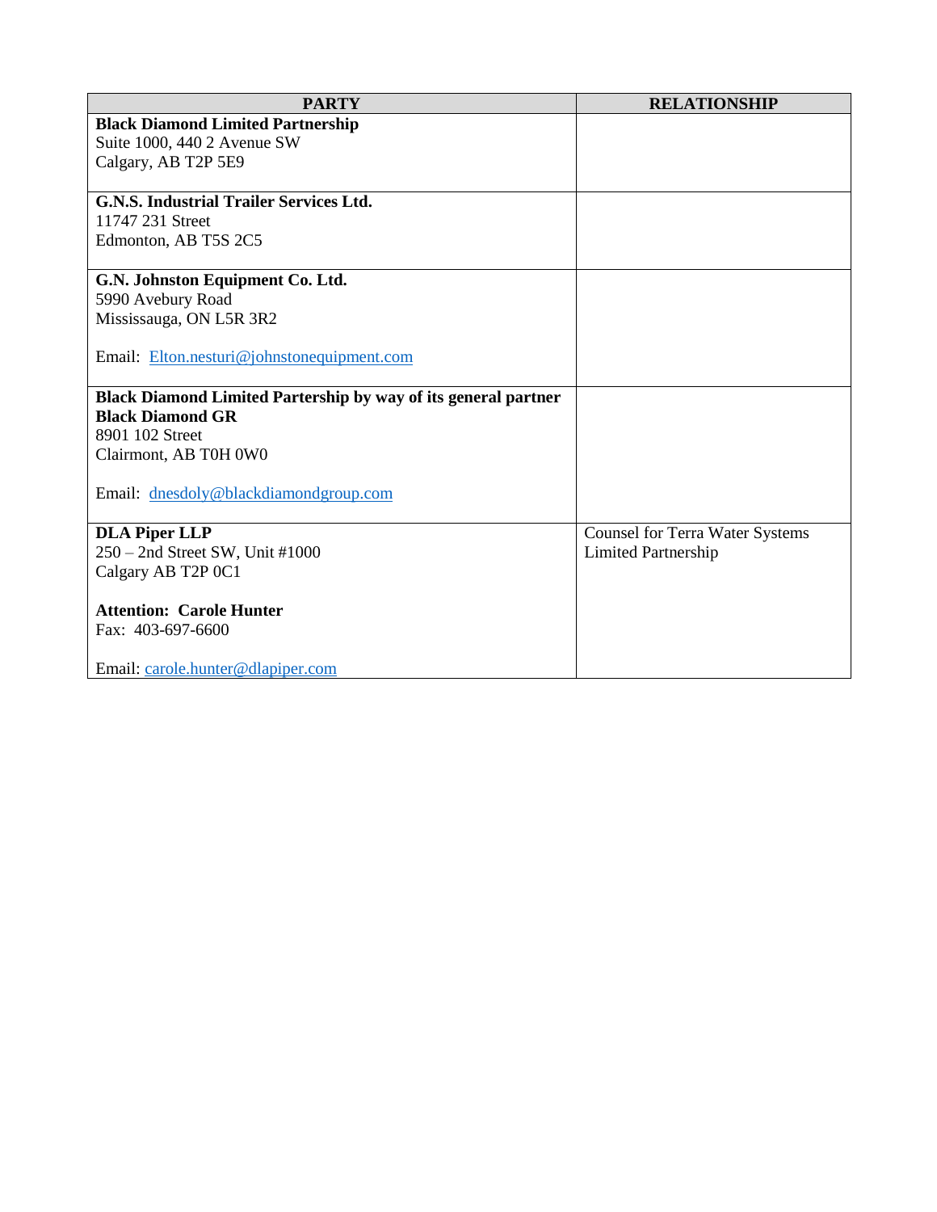| PARTY | RELATIONSHIP |
|---|---|
| **Black Diamond Limited Partnership**<br>Suite 1000, 440 2 Avenue SW<br>Calgary, AB T2P 5E9 | |
| **G.N.S. Industrial Trailer Services Ltd.**<br>11747 231 Street<br>Edmonton, AB T5S 2C5 | |
| **G.N. Johnston Equipment Co. Ltd.**<br>5990 Avebury Road<br>Mississauga, ON L5R 3R2<br><br>Email: Elton.nesturi@johnstonequipment.com | |
| **Black Diamond Limited Partership by way of its general partner Black Diamond GR**<br>8901 102 Street<br>Clairmont, AB T0H 0W0<br><br>Email: dnesdoly@blackdiamondgroup.com | |
| **DLA Piper LLP**<br>250 – 2nd Street SW, Unit #1000<br>Calgary AB T2P 0C1<br><br>**Attention: Carole Hunter**<br>Fax: 403-697-6600<br><br>Email: carole.hunter@dlapiper.com | Counsel for Terra Water Systems Limited Partnership |